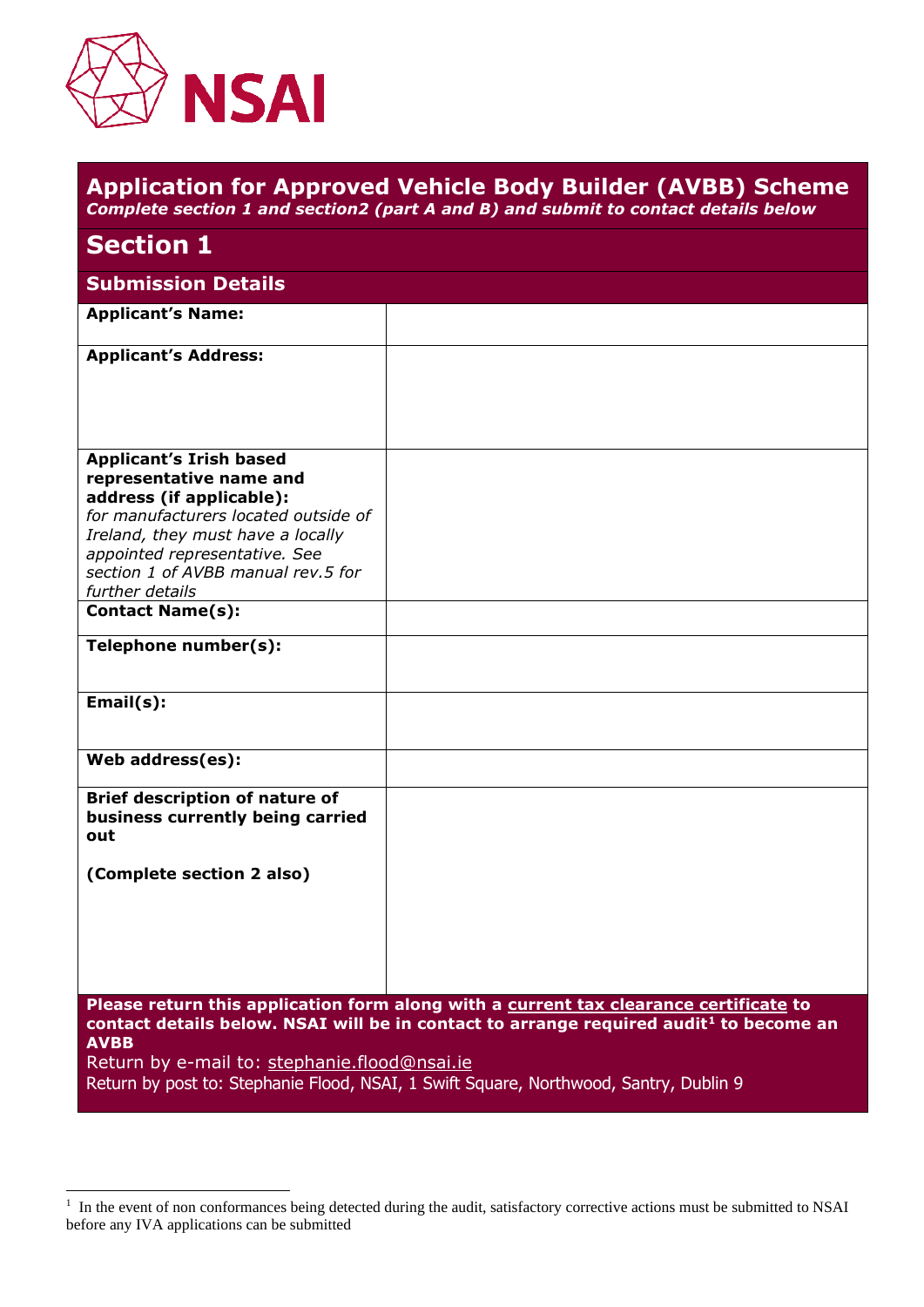NSAI

# Application for Approved Vehicle Body Builder (AVBB) Scheme

***Complete section 1 and section2 (part A and B) and submit to contact details below***

## Section 1

### Submission Details

| | |
|---|---|
| **Applicant's Name:** | |
| **Applicant's Address:** | |
| **Applicant's Irish based representative name and address (if applicable):** *for manufacturers located outside of Ireland, they must have a locally appointed representative. See section 1 of AVBB manual rev.5 for further details* | |
| **Contact Name(s):** | |
| **Telephone number(s):** | |
| **Email(s):** | |
| **Web address(es):** | |
| **Brief description of nature of business currently being carried out** **(Complete section 2 also)** | |

**Please return this application form along with a current tax clearance certificate to contact details below. NSAI will be in contact to arrange required audit[1] to become an AVBB**

Return by e-mail to: stephanie.flood@nsai.ie

Return by post to: Stephanie Flood, NSAI, 1 Swift Square, Northwood, Santry, Dublin 9

[1] In the event of non conformances being detected during the audit, satisfactory corrective actions must be submitted to NSAI before any IVA applications can be submitted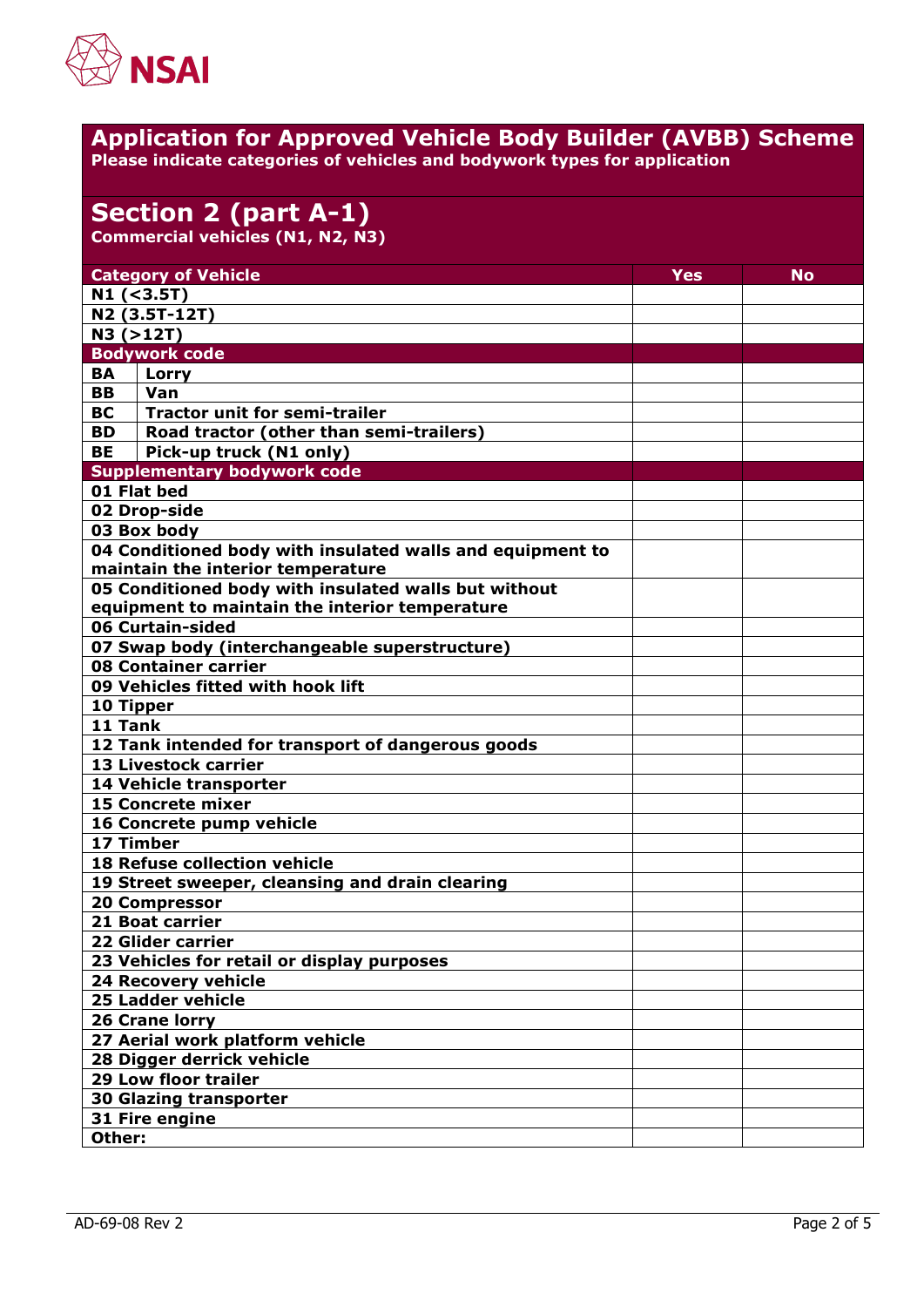## Application for Approved Vehicle Body Builder (AVBB) Scheme

**Please indicate categories of vehicles and bodywork types for application**

## Section 2 (part A-1)

**Commercial vehicles (N1, N2, N3)**

| Category of Vehicle | | Yes | No |
|---|---|---|---|
| N1 (<3.5T) | | | |
| N2 (3.5T-12T) | | | |
| N3 (>12T) | | | |
| **Bodywork code** | | | |
| BA | Lorry | | |
| BB | Van | | |
| BC | Tractor unit for semi-trailer | | |
| BD | Road tractor (other than semi-trailers) | | |
| BE | Pick-up truck (N1 only) | | |
| **Supplementary bodywork code** | | | |
| 01 Flat bed | | | |
| 02 Drop-side | | | |
| 03 Box body | | | |
| 04 Conditioned body with insulated walls and equipment to maintain the interior temperature | | | |
| 05 Conditioned body with insulated walls but without equipment to maintain the interior temperature | | | |
| 06 Curtain-sided | | | |
| 07 Swap body (interchangeable superstructure) | | | |
| 08 Container carrier | | | |
| 09 Vehicles fitted with hook lift | | | |
| 10 Tipper | | | |
| 11 Tank | | | |
| 12 Tank intended for transport of dangerous goods | | | |
| 13 Livestock carrier | | | |
| 14 Vehicle transporter | | | |
| 15 Concrete mixer | | | |
| 16 Concrete pump vehicle | | | |
| 17 Timber | | | |
| 18 Refuse collection vehicle | | | |
| 19 Street sweeper, cleansing and drain clearing | | | |
| 20 Compressor | | | |
| 21 Boat carrier | | | |
| 22 Glider carrier | | | |
| 23 Vehicles for retail or display purposes | | | |
| 24 Recovery vehicle | | | |
| 25 Ladder vehicle | | | |
| 26 Crane lorry | | | |
| 27 Aerial work platform vehicle | | | |
| 28 Digger derrick vehicle | | | |
| 29 Low floor trailer | | | |
| 30 Glazing transporter | | | |
| 31 Fire engine | | | |
| Other: | | | |

AD-69-08 Rev 2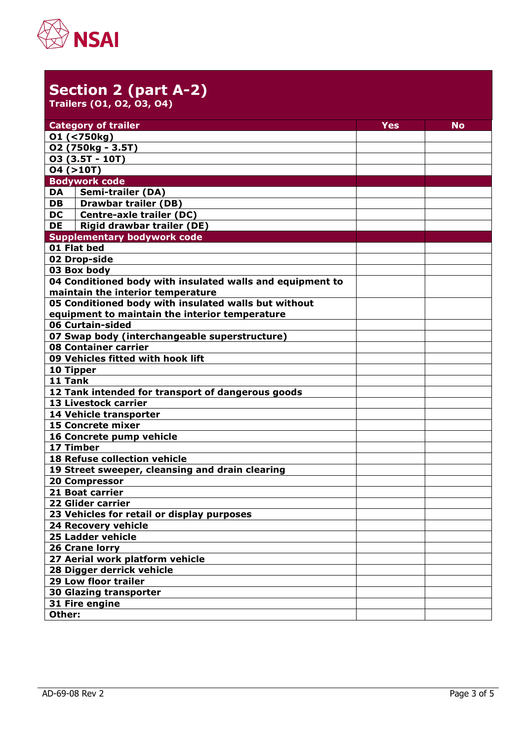## Section 2 (part A-2)

**Trailers (O1, O2, O3, O4)**

| Category of trailer | | Yes | No |
|---|---|---|---|
| O1 (<750kg) | | | |
| O2 (750kg - 3.5T) | | | |
| O3 (3.5T - 10T) | | | |
| O4 (>10T) | | | |
| **Bodywork code** | | | |
| DA | Semi-trailer (DA) | | |
| DB | Drawbar trailer (DB) | | |
| DC | Centre-axle trailer (DC) | | |
| DE | Rigid drawbar trailer (DE) | | |
| **Supplementary bodywork code** | | | |
| 01 Flat bed | | | |
| 02 Drop-side | | | |
| 03 Box body | | | |
| 04 Conditioned body with insulated walls and equipment to maintain the interior temperature | | | |
| 05 Conditioned body with insulated walls but without equipment to maintain the interior temperature | | | |
| 06 Curtain-sided | | | |
| 07 Swap body (interchangeable superstructure) | | | |
| 08 Container carrier | | | |
| 09 Vehicles fitted with hook lift | | | |
| 10 Tipper | | | |
| 11 Tank | | | |
| 12 Tank intended for transport of dangerous goods | | | |
| 13 Livestock carrier | | | |
| 14 Vehicle transporter | | | |
| 15 Concrete mixer | | | |
| 16 Concrete pump vehicle | | | |
| 17 Timber | | | |
| 18 Refuse collection vehicle | | | |
| 19 Street sweeper, cleansing and drain clearing | | | |
| 20 Compressor | | | |
| 21 Boat carrier | | | |
| 22 Glider carrier | | | |
| 23 Vehicles for retail or display purposes | | | |
| 24 Recovery vehicle | | | |
| 25 Ladder vehicle | | | |
| 26 Crane lorry | | | |
| 27 Aerial work platform vehicle | | | |
| 28 Digger derrick vehicle | | | |
| 29 Low floor trailer | | | |
| 30 Glazing transporter | | | |
| 31 Fire engine | | | |
| Other: | | | |

AD-69-08 Rev 2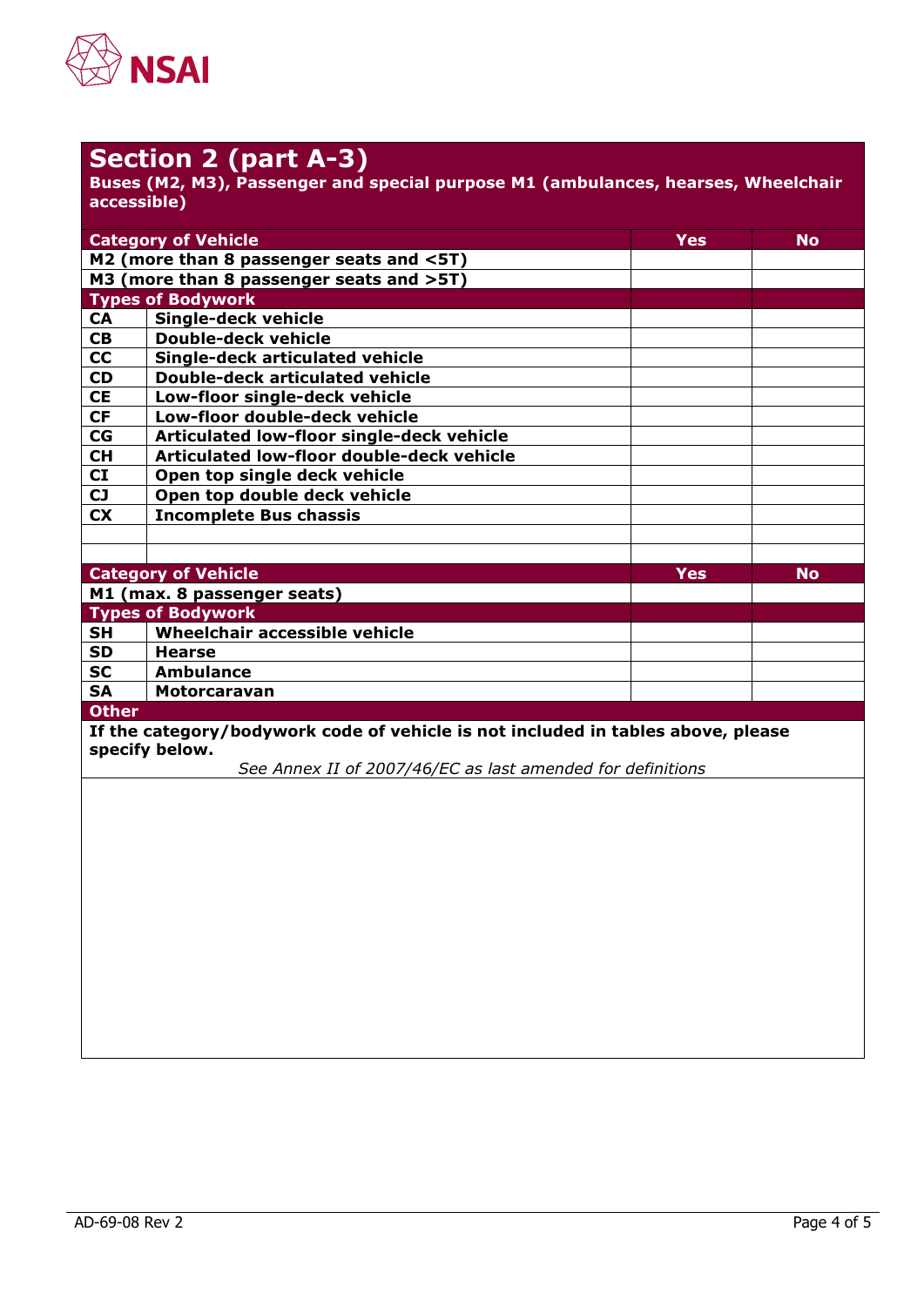## Section 2 (part A-3)

**Buses (M2, M3), Passenger and special purpose M1 (ambulances, hearses, Wheelchair accessible)**

| Category of Vehicle | | Yes | No |
|---|---|---|---|
| M2 (more than 8 passenger seats and <5T) | | | |
| M3 (more than 8 passenger seats and >5T) | | | |
| **Types of Bodywork** | | | |
| CA | Single-deck vehicle | | |
| CB | Double-deck vehicle | | |
| CC | Single-deck articulated vehicle | | |
| CD | Double-deck articulated vehicle | | |
| CE | Low-floor single-deck vehicle | | |
| CF | Low-floor double-deck vehicle | | |
| CG | Articulated low-floor single-deck vehicle | | |
| CH | Articulated low-floor double-deck vehicle | | |
| CI | Open top single deck vehicle | | |
| CJ | Open top double deck vehicle | | |
| CX | Incomplete Bus chassis | | |
| | | | |
| | | | |

| Category of Vehicle | | Yes | No |
|---|---|---|---|
| M1 (max. 8 passenger seats) | | | |
| **Types of Bodywork** | | | |
| SH | Wheelchair accessible vehicle | | |
| SD | Hearse | | |
| SC | Ambulance | | |
| SA | Motorcaravan | | |

**Other**

**If the category/bodywork code of vehicle is not included in tables above, please specify below.**

*See Annex II of 2007/46/EC as last amended for definitions*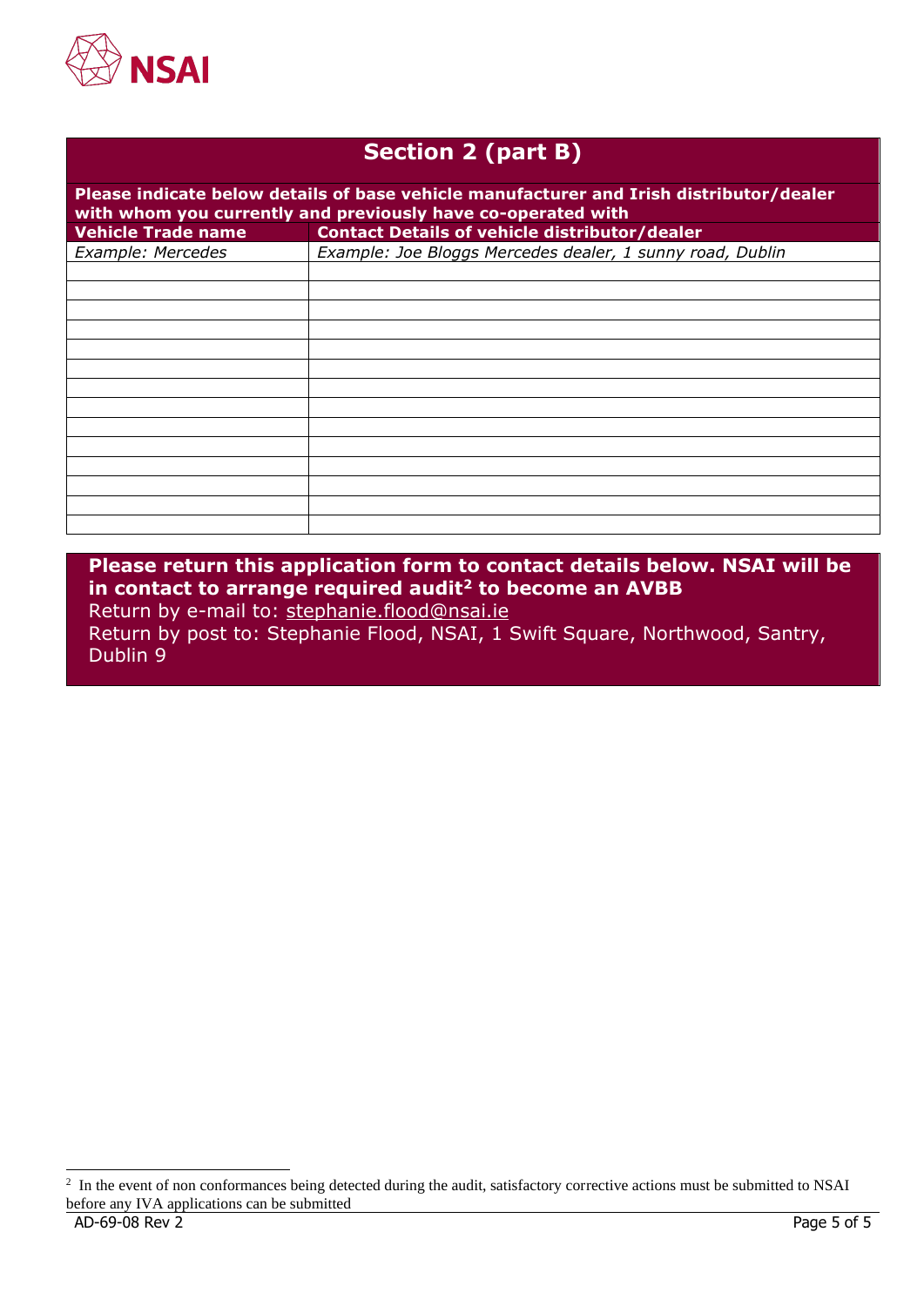## Section 2 (part B)

**Please indicate below details of base vehicle manufacturer and Irish distributor/dealer with whom you currently and previously have co-operated with**

| Vehicle Trade name | Contact Details of vehicle distributor/dealer |
|---|---|
| *Example: Mercedes* | *Example: Joe Bloggs Mercedes dealer, 1 sunny road, Dublin* |
| | |
| | |
| | |
| | |
| | |
| | |
| | |
| | |
| | |
| | |
| | |
| | |
| | |
| | |

**Please return this application form to contact details below. NSAI will be in contact to arrange required audit[2] to become an AVBB**

Return by e-mail to: stephanie.flood@nsai.ie

Return by post to: Stephanie Flood, NSAI, 1 Swift Square, Northwood, Santry, Dublin 9

[2] In the event of non conformances being detected during the audit, satisfactory corrective actions must be submitted to NSAI before any IVA applications can be submitted

AD-69-08 Rev 2